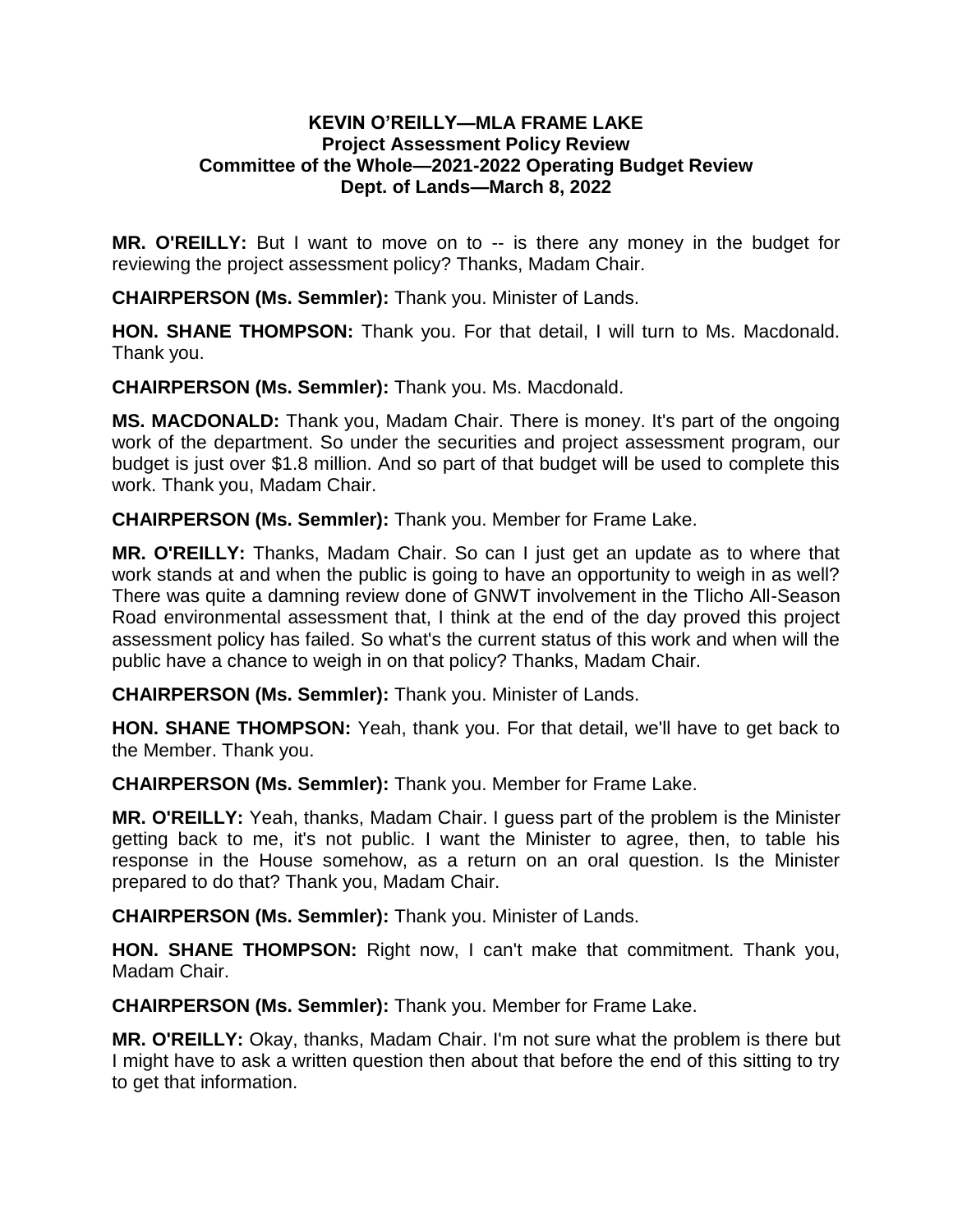**KEVIN O'REILLY—MLA FRAME LAKE**
**Project Assessment Policy Review**
**Committee of the Whole—2021-2022 Operating Budget Review**
**Dept. of Lands—March 8, 2022**

**MR. O'REILLY:** But I want to move on to -- is there any money in the budget for reviewing the project assessment policy? Thanks, Madam Chair.

**CHAIRPERSON (Ms. Semmler):** Thank you. Minister of Lands.

**HON. SHANE THOMPSON:** Thank you. For that detail, I will turn to Ms. Macdonald. Thank you.

**CHAIRPERSON (Ms. Semmler):** Thank you. Ms. Macdonald.

**MS. MACDONALD:** Thank you, Madam Chair. There is money. It's part of the ongoing work of the department. So under the securities and project assessment program, our budget is just over $1.8 million. And so part of that budget will be used to complete this work. Thank you, Madam Chair.

**CHAIRPERSON (Ms. Semmler):** Thank you. Member for Frame Lake.

**MR. O'REILLY:** Thanks, Madam Chair. So can I just get an update as to where that work stands at and when the public is going to have an opportunity to weigh in as well? There was quite a damning review done of GNWT involvement in the Tlicho All-Season Road environmental assessment that, I think at the end of the day proved this project assessment policy has failed. So what's the current status of this work and when will the public have a chance to weigh in on that policy? Thanks, Madam Chair.

**CHAIRPERSON (Ms. Semmler):** Thank you. Minister of Lands.

**HON. SHANE THOMPSON:** Yeah, thank you. For that detail, we'll have to get back to the Member. Thank you.

**CHAIRPERSON (Ms. Semmler):** Thank you. Member for Frame Lake.

**MR. O'REILLY:** Yeah, thanks, Madam Chair. I guess part of the problem is the Minister getting back to me, it's not public. I want the Minister to agree, then, to table his response in the House somehow, as a return on an oral question. Is the Minister prepared to do that? Thank you, Madam Chair.

**CHAIRPERSON (Ms. Semmler):** Thank you. Minister of Lands.

**HON. SHANE THOMPSON:** Right now, I can't make that commitment. Thank you, Madam Chair.

**CHAIRPERSON (Ms. Semmler):** Thank you. Member for Frame Lake.

**MR. O'REILLY:** Okay, thanks, Madam Chair. I'm not sure what the problem is there but I might have to ask a written question then about that before the end of this sitting to try to get that information.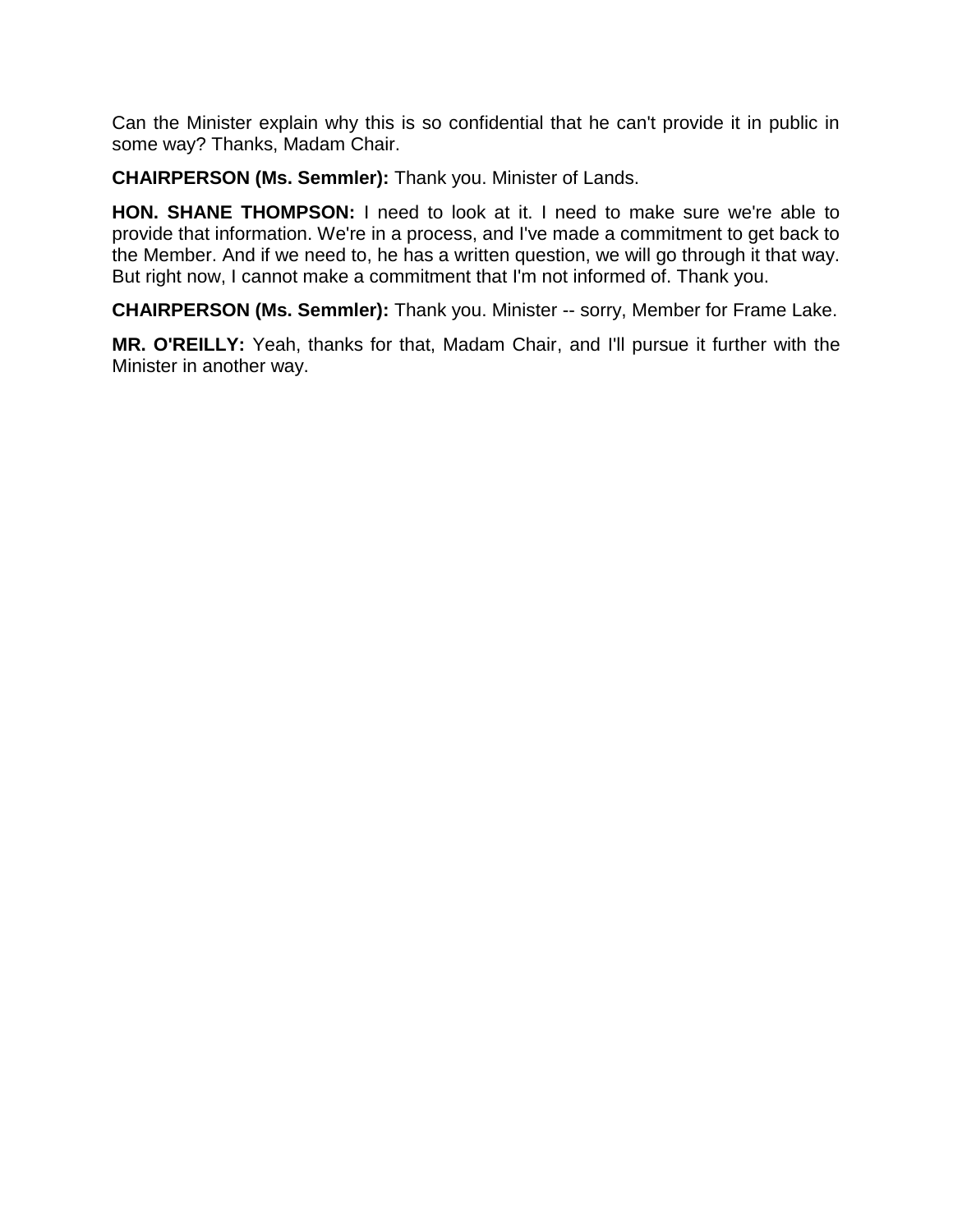Can the Minister explain why this is so confidential that he can't provide it in public in some way? Thanks, Madam Chair.

**CHAIRPERSON (Ms. Semmler):** Thank you. Minister of Lands.

**HON. SHANE THOMPSON:** I need to look at it. I need to make sure we're able to provide that information. We're in a process, and I've made a commitment to get back to the Member. And if we need to, he has a written question, we will go through it that way. But right now, I cannot make a commitment that I'm not informed of. Thank you.

**CHAIRPERSON (Ms. Semmler):** Thank you. Minister -- sorry, Member for Frame Lake.

**MR. O'REILLY:** Yeah, thanks for that, Madam Chair, and I'll pursue it further with the Minister in another way.